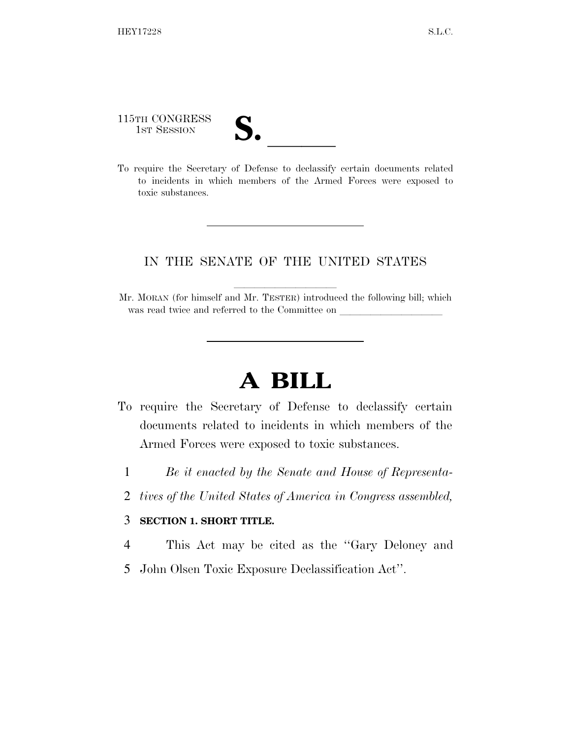115TH CONGRESS
1ST SESSION

# S. ______

To require the Secretary of Defense to declassify certain documents related to incidents in which members of the Armed Forces were exposed to toxic substances.

IN THE SENATE OF THE UNITED STATES

Mr. MORAN (for himself and Mr. TESTER) introduced the following bill; which was read twice and referred to the Committee on ____________________

# A BILL

To require the Secretary of Defense to declassify certain documents related to incidents in which members of the Armed Forces were exposed to toxic substances.

1 *Be it enacted by the Senate and House of Representa-*
2 *tives of the United States of America in Congress assembled,*

3 **SECTION 1. SHORT TITLE.**

4 This Act may be cited as the ''Gary Deloney and
5 John Olsen Toxic Exposure Declassification Act''.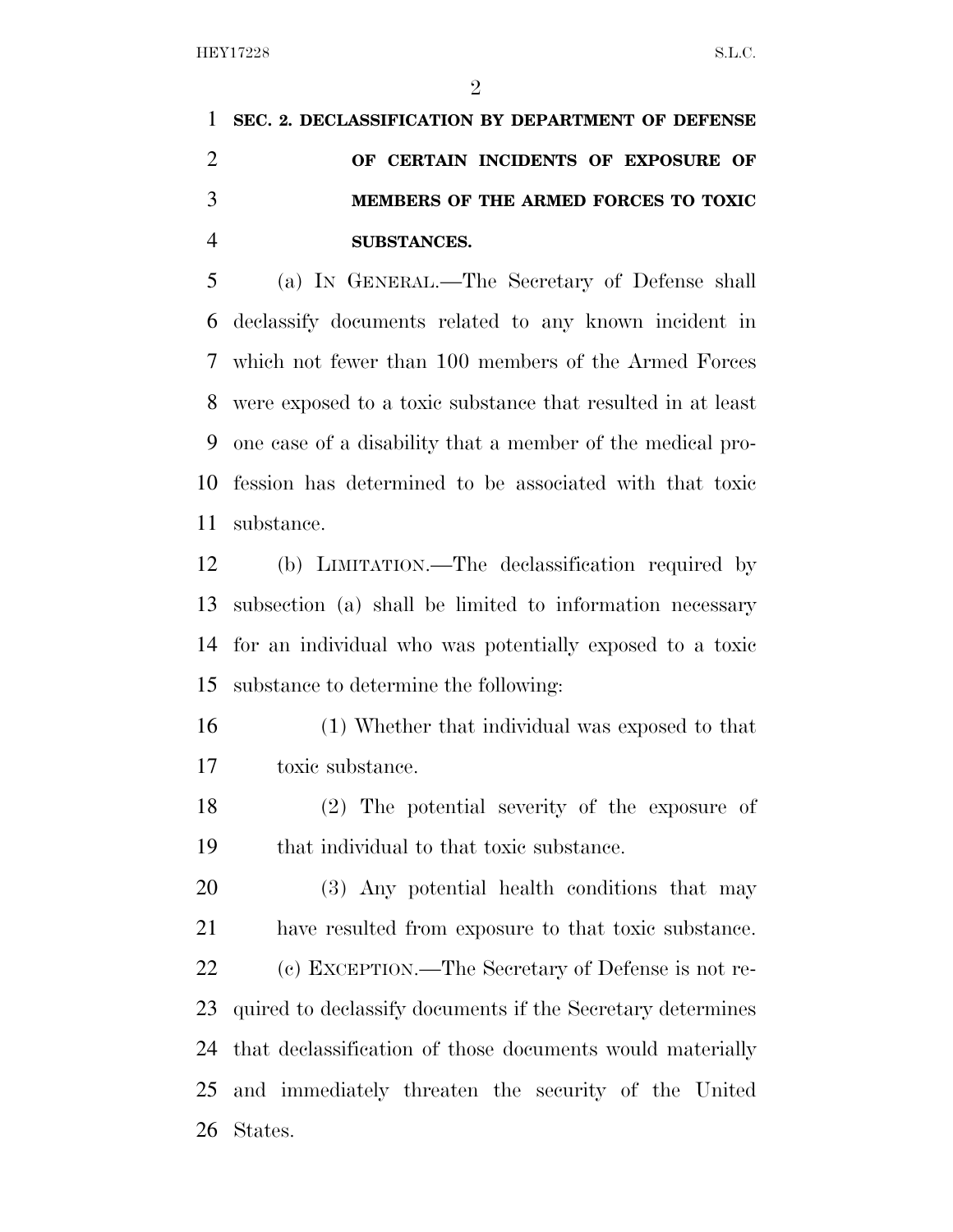**SEC. 2. DECLASSIFICATION BY DEPARTMENT OF DEFENSE OF CERTAIN INCIDENTS OF EXPOSURE OF MEMBERS OF THE ARMED FORCES TO TOXIC SUBSTANCES.**

(a) IN GENERAL.—The Secretary of Defense shall declassify documents related to any known incident in which not fewer than 100 members of the Armed Forces were exposed to a toxic substance that resulted in at least one case of a disability that a member of the medical profession has determined to be associated with that toxic substance.

(b) LIMITATION.—The declassification required by subsection (a) shall be limited to information necessary for an individual who was potentially exposed to a toxic substance to determine the following:

(1) Whether that individual was exposed to that toxic substance.

(2) The potential severity of the exposure of that individual to that toxic substance.

(3) Any potential health conditions that may have resulted from exposure to that toxic substance.

(c) EXCEPTION.—The Secretary of Defense is not required to declassify documents if the Secretary determines that declassification of those documents would materially and immediately threaten the security of the United States.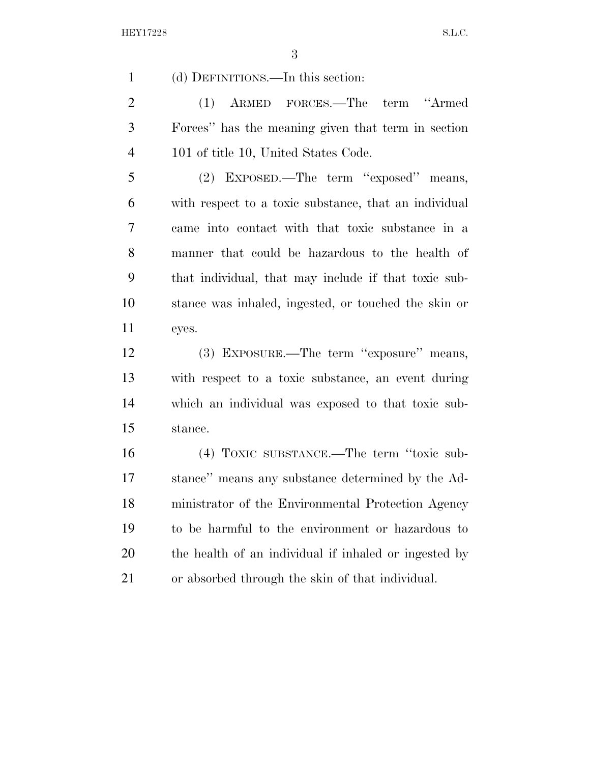(d) DEFINITIONS.—In this section:

(1) ARMED FORCES.—The term ''Armed Forces'' has the meaning given that term in section 101 of title 10, United States Code.

(2) EXPOSED.—The term ''exposed'' means, with respect to a toxic substance, that an individual came into contact with that toxic substance in a manner that could be hazardous to the health of that individual, that may include if that toxic substance was inhaled, ingested, or touched the skin or eyes.

(3) EXPOSURE.—The term ''exposure'' means, with respect to a toxic substance, an event during which an individual was exposed to that toxic substance.

(4) TOXIC SUBSTANCE.—The term ''toxic substance'' means any substance determined by the Administrator of the Environmental Protection Agency to be harmful to the environment or hazardous to the health of an individual if inhaled or ingested by or absorbed through the skin of that individual.